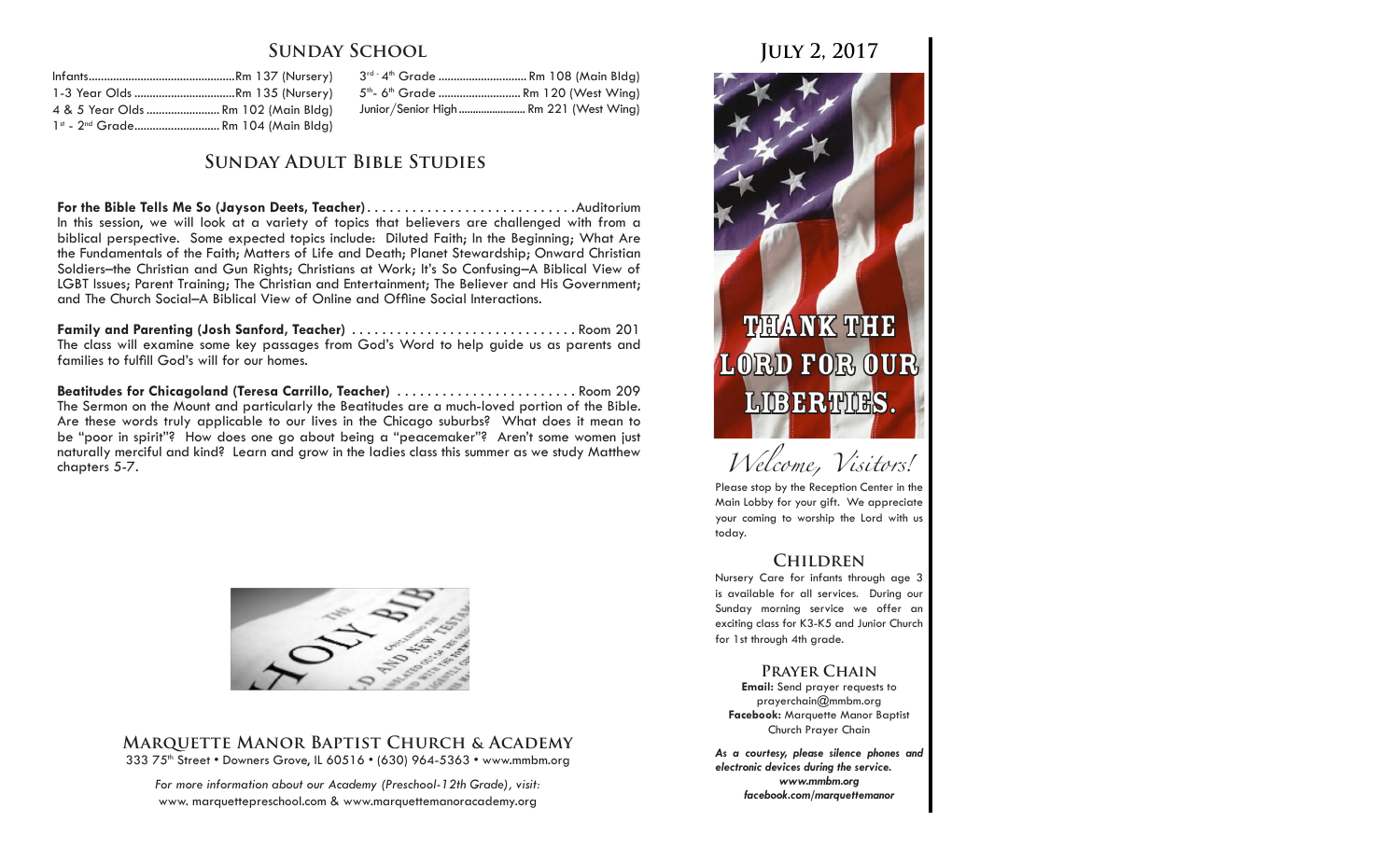## Sunday School

| | | | |
|---|---|---|---|
| Infants | Rm 137 (Nursery) | 3rd - 4th Grade | Rm 108 (Main Bldg) |
| 1-3 Year Olds | Rm 135 (Nursery) | 5th - 6th Grade | Rm 120 (West Wing) |
| 4 & 5 Year Olds | Rm 102 (Main Bldg) | Junior/Senior High | Rm 221 (West Wing) |
| 1st - 2nd Grade | Rm 104 (Main Bldg) | | |

## Sunday Adult Bible Studies

**For the Bible Tells Me So (Jayson Deets, Teacher)** . . . . . . . . . . . . . . . . . . . . . . . . . . . Auditorium
In this session, we will look at a variety of topics that believers are challenged with from a biblical perspective. Some expected topics include: Diluted Faith; In the Beginning; What Are the Fundamentals of the Faith; Matters of Life and Death; Planet Stewardship; Onward Christian Soldiers–the Christian and Gun Rights; Christians at Work; It's So Confusing–A Biblical View of LGBT Issues; Parent Training; The Christian and Entertainment; The Believer and His Government; and The Church Social–A Biblical View of Online and Offline Social Interactions.

**Family and Parenting (Josh Sanford, Teacher)** . . . . . . . . . . . . . . . . . . . . . . . . . . . . . Room 201
The class will examine some key passages from God's Word to help guide us as parents and families to fulfill God's will for our homes.

**Beatitudes for Chicagoland (Teresa Carrillo, Teacher)** . . . . . . . . . . . . . . . . . . . . . . . . Room 209
The Sermon on the Mount and particularly the Beatitudes are a much-loved portion of the Bible. Are these words truly applicable to our lives in the Chicago suburbs? What does it mean to be "poor in spirit"? How does one go about being a "peacemaker"? Aren't some women just naturally merciful and kind? Learn and grow in the ladies class this summer as we study Matthew chapters 5-7.

### Marquette Manor Baptist Church & Academy

333 75th Street • Downers Grove, IL 60516 • (630) 964-5363 • www.mmbm.org

*For more information about our Academy (Preschool-12th Grade), visit:*
www. marquettepreschool.com & www.marquettemanoracademy.org

## July 2, 2017

THANK THE LORD FOR OUR LIBERTIES.

*Welcome, Visitors!*

Please stop by the Reception Center in the Main Lobby for your gift. We appreciate your coming to worship the Lord with us today.

### Children

Nursery Care for infants through age 3 is available for all services. During our Sunday morning service we offer an exciting class for K3-K5 and Junior Church for 1st through 4th grade.

### Prayer Chain

**Email:** Send prayer requests to prayerchain@mmbm.org
**Facebook:** Marquette Manor Baptist Church Prayer Chain

***As a courtesy, please silence phones and electronic devices during the service.***
***www.mmbm.org***
***facebook.com/marquettemanor***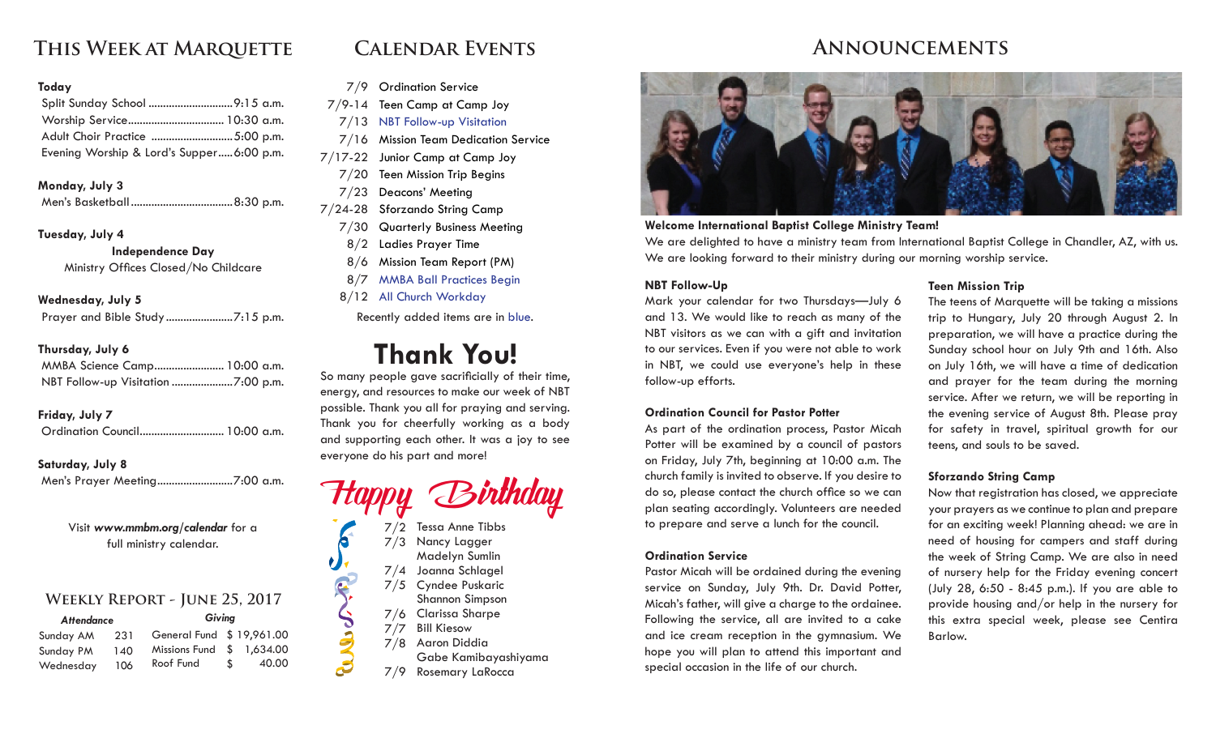# This Week at Marquette

**Today**

Split Sunday School ............................9:15 a.m.
Worship Service................................10:30 a.m.
Adult Choir Practice ...........................5:00 p.m.
Evening Worship & Lord's Supper.....6:00 p.m.

**Monday, July 3**

Men's Basketball..................................8:30 p.m.

**Tuesday, July 4**

**Independence Day**

Ministry Offices Closed/No Childcare

**Wednesday, July 5**

Prayer and Bible Study......................7:15 p.m.

**Thursday, July 6**

MMBA Science Camp........................10:00 a.m.
NBT Follow-up Visitation ....................7:00 p.m.

**Friday, July 7**

Ordination Council............................10:00 a.m.

**Saturday, July 8**

Men's Prayer Meeting.........................7:00 a.m.

Visit ***www.mmbm.org/calendar*** for a full ministry calendar.

## Weekly Report - June 25, 2017

| *Attendance* | | *Giving* | |
|---|---|---|---|
| Sunday AM | 231 | General Fund | $ 19,961.00 |
| Sunday PM | 140 | Missions Fund | $ 1,634.00 |
| Wednesday | 106 | Roof Fund | $ 40.00 |

# Calendar Events

7/9 Ordination Service
7/9-14 Teen Camp at Camp Joy
7/13 NBT Follow-up Visitation
7/16 Mission Team Dedication Service
7/17-22 Junior Camp at Camp Joy
7/20 Teen Mission Trip Begins
7/23 Deacons' Meeting
7/24-28 Sforzando String Camp
7/30 Quarterly Business Meeting
8/2 Ladies Prayer Time
8/6 Mission Team Report (PM)
8/7 MMBA Ball Practices Begin
8/12 All Church Workday

Recently added items are in blue.

## Thank You!

So many people gave sacrificially of their time, energy, and resources to make our week of NBT possible. Thank you all for praying and serving. Thank you for cheerfully working as a body and supporting each other. It was a joy to see everyone do his part and more!

## Happy Birthday

7/2 Tessa Anne Tibbs
7/3 Nancy Lagger
Madelyn Sumlin
7/4 Joanna Schlagel
7/5 Cyndee Puskaric
Shannon Simpson
7/6 Clarissa Sharpe
7/7 Bill Kiesow
7/8 Aaron Diddia
Gabe Kamibayashiyama
7/9 Rosemary LaRocca

# Announcements

**Welcome International Baptist College Ministry Team!**

We are delighted to have a ministry team from International Baptist College in Chandler, AZ, with us. We are looking forward to their ministry during our morning worship service.

**NBT Follow-Up**

Mark your calendar for two Thursdays—July 6 and 13. We would like to reach as many of the NBT visitors as we can with a gift and invitation to our services. Even if you were not able to work in NBT, we could use everyone's help in these follow-up efforts.

**Ordination Council for Pastor Potter**

As part of the ordination process, Pastor Micah Potter will be examined by a council of pastors on Friday, July 7th, beginning at 10:00 a.m. The church family is invited to observe. If you desire to do so, please contact the church office so we can plan seating accordingly. Volunteers are needed to prepare and serve a lunch for the council.

**Ordination Service**

Pastor Micah will be ordained during the evening service on Sunday, July 9th. Dr. David Potter, Micah's father, will give a charge to the ordainee. Following the service, all are invited to a cake and ice cream reception in the gymnasium. We hope you will plan to attend this important and special occasion in the life of our church.

**Teen Mission Trip**

The teens of Marquette will be taking a missions trip to Hungary, July 20 through August 2. In preparation, we will have a practice during the Sunday school hour on July 9th and 16th. Also on July 16th, we will have a time of dedication and prayer for the team during the morning service. After we return, we will be reporting in the evening service of August 8th. Please pray for safety in travel, spiritual growth for our teens, and souls to be saved.

**Sforzando String Camp**

Now that registration has closed, we appreciate your prayers as we continue to plan and prepare for an exciting week! Planning ahead: we are in need of housing for campers and staff during the week of String Camp. We are also in need of nursery help for the Friday evening concert (July 28, 6:50 - 8:45 p.m.). If you are able to provide housing and/or help in the nursery for this extra special week, please see Centria Barlow.